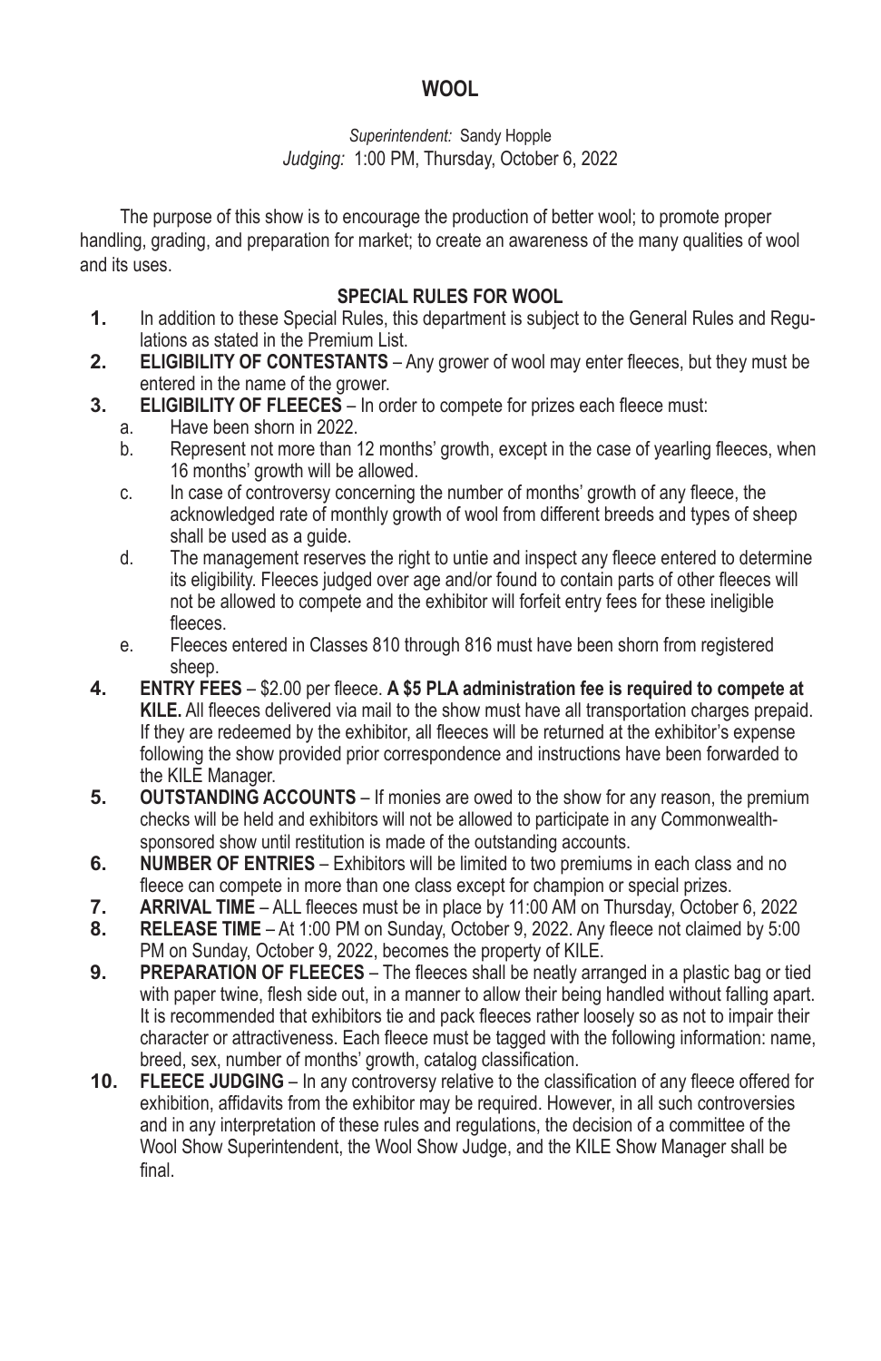# WOOL

*Superintendent:* Sandy Hopple
*Judging:* 1:00 PM, Thursday, October 6, 2022

The purpose of this show is to encourage the production of better wool; to promote proper handling, grading, and preparation for market; to create an awareness of the many qualities of wool and its uses.

## SPECIAL RULES FOR WOOL

1. In addition to these Special Rules, this department is subject to the General Rules and Regulations as stated in the Premium List.
2. **ELIGIBILITY OF CONTESTANTS** – Any grower of wool may enter fleeces, but they must be entered in the name of the grower.
3. **ELIGIBILITY OF FLEECES** – In order to compete for prizes each fleece must:
   a. Have been shorn in 2022.
   b. Represent not more than 12 months' growth, except in the case of yearling fleeces, when 16 months' growth will be allowed.
   c. In case of controversy concerning the number of months' growth of any fleece, the acknowledged rate of monthly growth of wool from different breeds and types of sheep shall be used as a guide.
   d. The management reserves the right to untie and inspect any fleece entered to determine its eligibility. Fleeces judged over age and/or found to contain parts of other fleeces will not be allowed to compete and the exhibitor will forfeit entry fees for these ineligible fleeces.
   e. Fleeces entered in Classes 810 through 816 must have been shorn from registered sheep.
4. **ENTRY FEES** – $2.00 per fleece. **A $5 PLA administration fee is required to compete at KILE.** All fleeces delivered via mail to the show must have all transportation charges prepaid. If they are redeemed by the exhibitor, all fleeces will be returned at the exhibitor's expense following the show provided prior correspondence and instructions have been forwarded to the KILE Manager.
5. **OUTSTANDING ACCOUNTS** – If monies are owed to the show for any reason, the premium checks will be held and exhibitors will not be allowed to participate in any Commonwealth-sponsored show until restitution is made of the outstanding accounts.
6. **NUMBER OF ENTRIES** – Exhibitors will be limited to two premiums in each class and no fleece can compete in more than one class except for champion or special prizes.
7. **ARRIVAL TIME** – ALL fleeces must be in place by 11:00 AM on Thursday, October 6, 2022
8. **RELEASE TIME** – At 1:00 PM on Sunday, October 9, 2022. Any fleece not claimed by 5:00 PM on Sunday, October 9, 2022, becomes the property of KILE.
9. **PREPARATION OF FLEECES** – The fleeces shall be neatly arranged in a plastic bag or tied with paper twine, flesh side out, in a manner to allow their being handled without falling apart. It is recommended that exhibitors tie and pack fleeces rather loosely so as not to impair their character or attractiveness. Each fleece must be tagged with the following information: name, breed, sex, number of months' growth, catalog classification.
10. **FLEECE JUDGING** – In any controversy relative to the classification of any fleece offered for exhibition, affidavits from the exhibitor may be required. However, in all such controversies and in any interpretation of these rules and regulations, the decision of a committee of the Wool Show Superintendent, the Wool Show Judge, and the KILE Show Manager shall be final.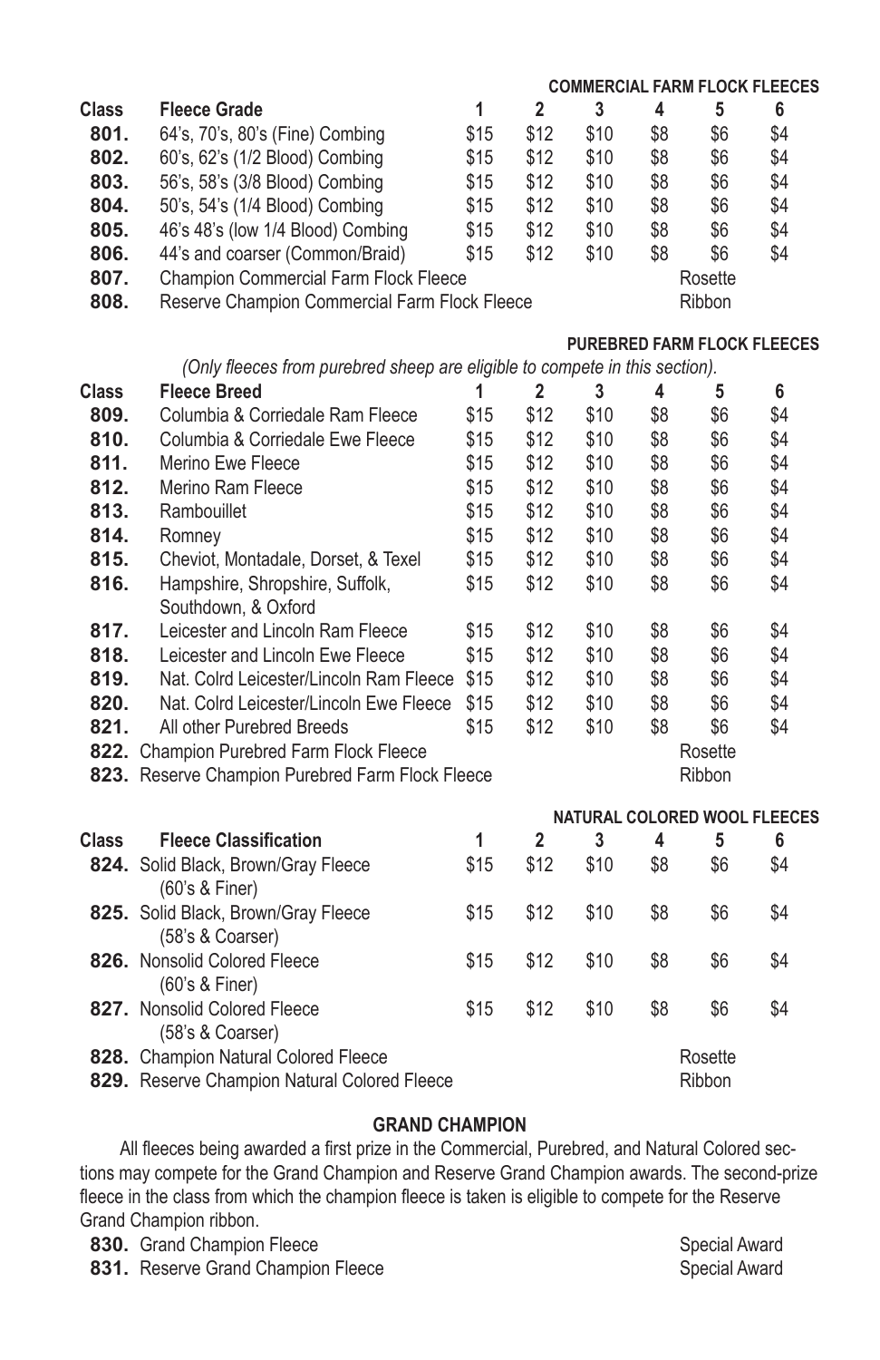### COMMERCIAL FARM FLOCK FLEECES

| Class | Fleece Grade | 1 | 2 | 3 | 4 | 5 | 6 |
|---|---|---|---|---|---|---|---|
| **801.** | 64's, 70's, 80's (Fine) Combing | $15 | $12 | $10 | $8 | $6 | $4 |
| **802.** | 60's, 62's (1/2 Blood) Combing | $15 | $12 | $10 | $8 | $6 | $4 |
| **803.** | 56's, 58's (3/8 Blood) Combing | $15 | $12 | $10 | $8 | $6 | $4 |
| **804.** | 50's, 54's (1/4 Blood) Combing | $15 | $12 | $10 | $8 | $6 | $4 |
| **805.** | 46's 48's (low 1/4 Blood) Combing | $15 | $12 | $10 | $8 | $6 | $4 |
| **806.** | 44's and coarser (Common/Braid) | $15 | $12 | $10 | $8 | $6 | $4 |
| **807.** | Champion Commercial Farm Flock Fleece | | | | | Rosette | |
| **808.** | Reserve Champion Commercial Farm Flock Fleece | | | | | Ribbon | |

### PUREBRED FARM FLOCK FLEECES

*(Only fleeces from purebred sheep are eligible to compete in this section).*

| Class | Fleece Breed | 1 | 2 | 3 | 4 | 5 | 6 |
|---|---|---|---|---|---|---|---|
| **809.** | Columbia & Corriedale Ram Fleece | $15 | $12 | $10 | $8 | $6 | $4 |
| **810.** | Columbia & Corriedale Ewe Fleece | $15 | $12 | $10 | $8 | $6 | $4 |
| **811.** | Merino Ewe Fleece | $15 | $12 | $10 | $8 | $6 | $4 |
| **812.** | Merino Ram Fleece | $15 | $12 | $10 | $8 | $6 | $4 |
| **813.** | Rambouillet | $15 | $12 | $10 | $8 | $6 | $4 |
| **814.** | Romney | $15 | $12 | $10 | $8 | $6 | $4 |
| **815.** | Cheviot, Montadale, Dorset, & Texel | $15 | $12 | $10 | $8 | $6 | $4 |
| **816.** | Hampshire, Shropshire, Suffolk, Southdown, & Oxford | $15 | $12 | $10 | $8 | $6 | $4 |
| **817.** | Leicester and Lincoln Ram Fleece | $15 | $12 | $10 | $8 | $6 | $4 |
| **818.** | Leicester and Lincoln Ewe Fleece | $15 | $12 | $10 | $8 | $6 | $4 |
| **819.** | Nat. Colrd Leicester/Lincoln Ram Fleece | $15 | $12 | $10 | $8 | $6 | $4 |
| **820.** | Nat. Colrd Leicester/Lincoln Ewe Fleece | $15 | $12 | $10 | $8 | $6 | $4 |
| **821.** | All other Purebred Breeds | $15 | $12 | $10 | $8 | $6 | $4 |
| **822.** | Champion Purebred Farm Flock Fleece | | | | | Rosette | |
| **823.** | Reserve Champion Purebred Farm Flock Fleece | | | | | Ribbon | |

### NATURAL COLORED WOOL FLEECES

| Class | Fleece Classification | 1 | 2 | 3 | 4 | 5 | 6 |
|---|---|---|---|---|---|---|---|
| **824.** | Solid Black, Brown/Gray Fleece (60's & Finer) | $15 | $12 | $10 | $8 | $6 | $4 |
| **825.** | Solid Black, Brown/Gray Fleece (58's & Coarser) | $15 | $12 | $10 | $8 | $6 | $4 |
| **826.** | Nonsolid Colored Fleece (60's & Finer) | $15 | $12 | $10 | $8 | $6 | $4 |
| **827.** | Nonsolid Colored Fleece (58's & Coarser) | $15 | $12 | $10 | $8 | $6 | $4 |
| **828.** | Champion Natural Colored Fleece | | | | | Rosette | |
| **829.** | Reserve Champion Natural Colored Fleece | | | | | Ribbon | |

### GRAND CHAMPION

All fleeces being awarded a first prize in the Commercial, Purebred, and Natural Colored sections may compete for the Grand Champion and Reserve Grand Champion awards. The second-prize fleece in the class from which the champion fleece is taken is eligible to compete for the Reserve Grand Champion ribbon.

| Class | Award | |
|---|---|---|
| **830.** | Grand Champion Fleece | Special Award |
| **831.** | Reserve Grand Champion Fleece | Special Award |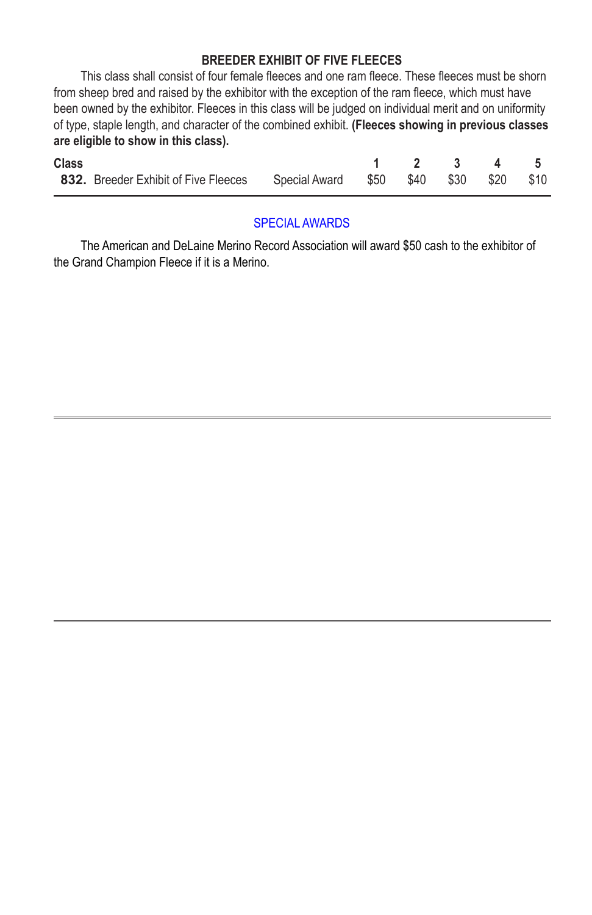## BREEDER EXHIBIT OF FIVE FLEECES

This class shall consist of four female fleeces and one ram fleece. These fleeces must be shorn from sheep bred and raised by the exhibitor with the exception of the ram fleece, which must have been owned by the exhibitor. Fleeces in this class will be judged on individual merit and on uniformity of type, staple length, and character of the combined exhibit. **(Fleeces showing in previous classes are eligible to show in this class).**

| Class | | | 1 | 2 | 3 | 4 | 5 |
|---|---|---|---|---|---|---|---|
| **832.** | Breeder Exhibit of Five Fleeces | Special Award | $50 | $40 | $30 | $20 | $10 |

### SPECIAL AWARDS

The American and DeLaine Merino Record Association will award $50 cash to the exhibitor of the Grand Champion Fleece if it is a Merino.